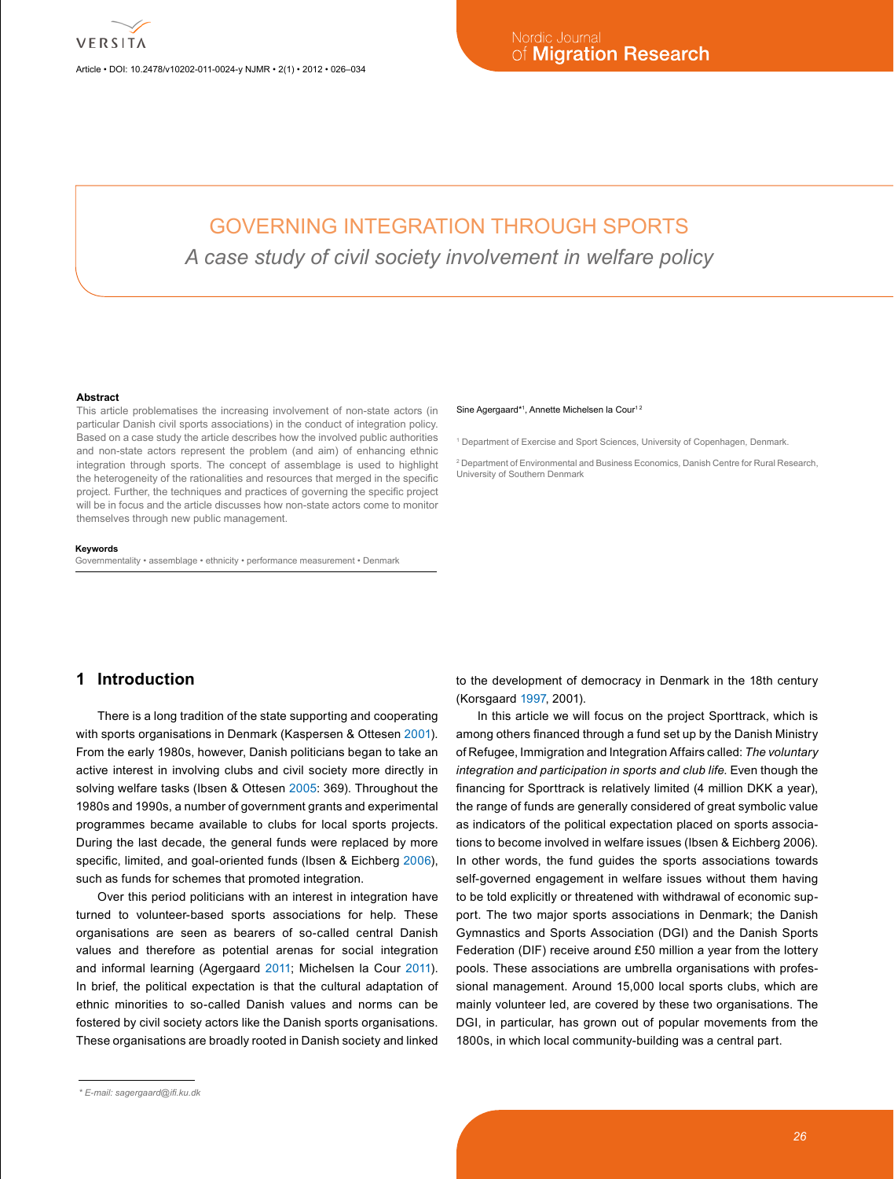# GOVERNING INTEGRATION THROUGH SPORTS

*A case study of civil society involvement in welfare policy*

Sine Agergaard*[1], Annette Michelsen la Cour[1 2]

[1] Department of Exercise and Sport Sciences, University of Copenhagen, Denmark.

[2] Department of Environmental and Business Economics, Danish Centre for Rural Research, University of Southern Denmark

**Abstract**

This article problematises the increasing involvement of non-state actors (in particular Danish civil sports associations) in the conduct of integration policy. Based on a case study the article describes how the involved public authorities and non-state actors represent the problem (and aim) of enhancing ethnic integration through sports. The concept of assemblage is used to highlight the heterogeneity of the rationalities and resources that merged in the specific project. Further, the techniques and practices of governing the specific project will be in focus and the article discusses how non-state actors come to monitor themselves through new public management.

**Keywords**

Governmentality • assemblage • ethnicity • performance measurement • Denmark

## 1 Introduction

There is a long tradition of the state supporting and cooperating with sports organisations in Denmark (Kaspersen & Ottesen 2001). From the early 1980s, however, Danish politicians began to take an active interest in involving clubs and civil society more directly in solving welfare tasks (Ibsen & Ottesen 2005: 369). Throughout the 1980s and 1990s, a number of government grants and experimental programmes became available to clubs for local sports projects. During the last decade, the general funds were replaced by more specific, limited, and goal-oriented funds (Ibsen & Eichberg 2006), such as funds for schemes that promoted integration.

Over this period politicians with an interest in integration have turned to volunteer-based sports associations for help. These organisations are seen as bearers of so-called central Danish values and therefore as potential arenas for social integration and informal learning (Agergaard 2011; Michelsen la Cour 2011). In brief, the political expectation is that the cultural adaptation of ethnic minorities to so-called Danish values and norms can be fostered by civil society actors like the Danish sports organisations. These organisations are broadly rooted in Danish society and linked to the development of democracy in Denmark in the 18th century (Korsgaard 1997, 2001).

In this article we will focus on the project Sporttrack, which is among others financed through a fund set up by the Danish Ministry of Refugee, Immigration and Integration Affairs called: *The voluntary integration and participation in sports and club life.* Even though the financing for Sporttrack is relatively limited (4 million DKK a year), the range of funds are generally considered of great symbolic value as indicators of the political expectation placed on sports associations to become involved in welfare issues (Ibsen & Eichberg 2006). In other words, the fund guides the sports associations towards self-governed engagement in welfare issues without them having to be told explicitly or threatened with withdrawal of economic support. The two major sports associations in Denmark; the Danish Gymnastics and Sports Association (DGI) and the Danish Sports Federation (DIF) receive around £50 million a year from the lottery pools. These associations are umbrella organisations with professional management. Around 15,000 local sports clubs, which are mainly volunteer led, are covered by these two organisations. The DGI, in particular, has grown out of popular movements from the 1800s, in which local community-building was a central part.

\* E-mail: sagergaard@ifi.ku.dk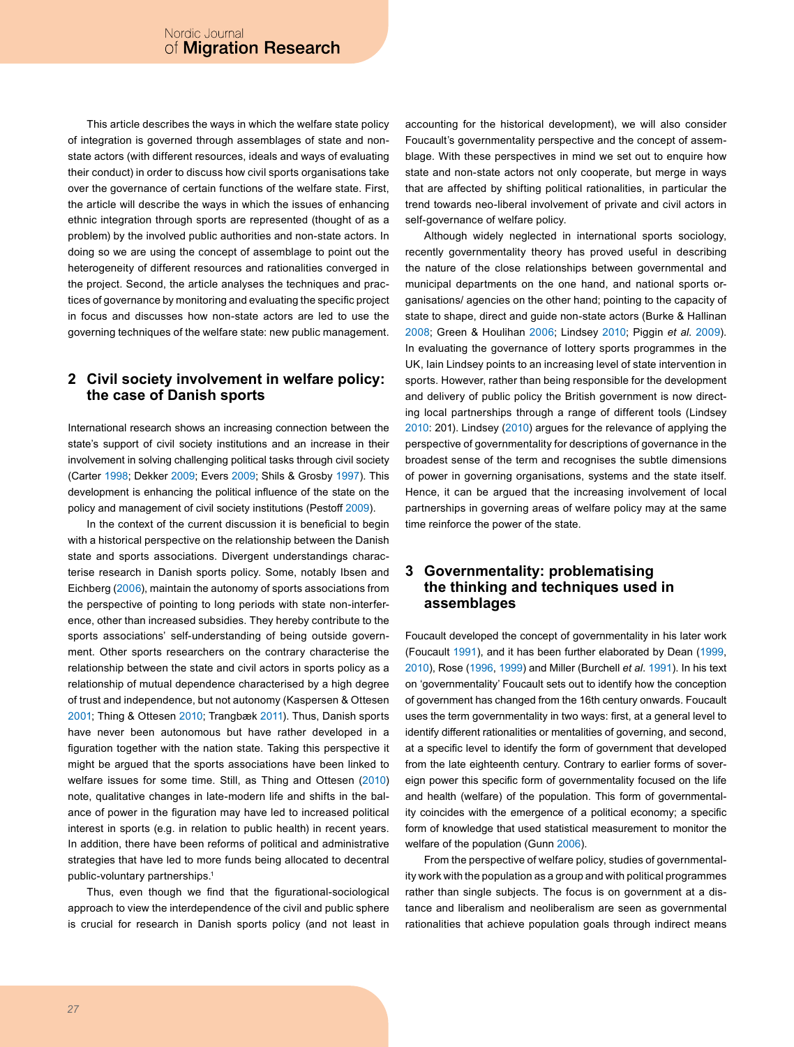This article describes the ways in which the welfare state policy of integration is governed through assemblages of state and non-state actors (with different resources, ideals and ways of evaluating their conduct) in order to discuss how civil sports organisations take over the governance of certain functions of the welfare state. First, the article will describe the ways in which the issues of enhancing ethnic integration through sports are represented (thought of as a problem) by the involved public authorities and non-state actors. In doing so we are using the concept of assemblage to point out the heterogeneity of different resources and rationalities converged in the project. Second, the article analyses the techniques and practices of governance by monitoring and evaluating the specific project in focus and discusses how non-state actors are led to use the governing techniques of the welfare state: new public management.

## 2 Civil society involvement in welfare policy: the case of Danish sports

International research shows an increasing connection between the state's support of civil society institutions and an increase in their involvement in solving challenging political tasks through civil society (Carter 1998; Dekker 2009; Evers 2009; Shils & Grosby 1997). This development is enhancing the political influence of the state on the policy and management of civil society institutions (Pestoff 2009).

In the context of the current discussion it is beneficial to begin with a historical perspective on the relationship between the Danish state and sports associations. Divergent understandings characterise research in Danish sports policy. Some, notably Ibsen and Eichberg (2006), maintain the autonomy of sports associations from the perspective of pointing to long periods with state non-interference, other than increased subsidies. They hereby contribute to the sports associations' self-understanding of being outside government. Other sports researchers on the contrary characterise the relationship between the state and civil actors in sports policy as a relationship of mutual dependence characterised by a high degree of trust and independence, but not autonomy (Kaspersen & Ottesen 2001; Thing & Ottesen 2010; Trangbæk 2011). Thus, Danish sports have never been autonomous but have rather developed in a figuration together with the nation state. Taking this perspective it might be argued that the sports associations have been linked to welfare issues for some time. Still, as Thing and Ottesen (2010) note, qualitative changes in late-modern life and shifts in the balance of power in the figuration may have led to increased political interest in sports (e.g. in relation to public health) in recent years. In addition, there have been reforms of political and administrative strategies that have led to more funds being allocated to decentral public-voluntary partnerships.[1]

Thus, even though we find that the figurational-sociological approach to view the interdependence of the civil and public sphere is crucial for research in Danish sports policy (and not least in accounting for the historical development), we will also consider Foucault's governmentality perspective and the concept of assemblage. With these perspectives in mind we set out to enquire how state and non-state actors not only cooperate, but merge in ways that are affected by shifting political rationalities, in particular the trend towards neo-liberal involvement of private and civil actors in self-governance of welfare policy.

Although widely neglected in international sports sociology, recently governmentality theory has proved useful in describing the nature of the close relationships between governmental and municipal departments on the one hand, and national sports organisations/ agencies on the other hand; pointing to the capacity of state to shape, direct and guide non-state actors (Burke & Hallinan 2008; Green & Houlihan 2006; Lindsey 2010; Piggin *et al*. 2009). In evaluating the governance of lottery sports programmes in the UK, Iain Lindsey points to an increasing level of state intervention in sports. However, rather than being responsible for the development and delivery of public policy the British government is now directing local partnerships through a range of different tools (Lindsey 2010: 201). Lindsey (2010) argues for the relevance of applying the perspective of governmentality for descriptions of governance in the broadest sense of the term and recognises the subtle dimensions of power in governing organisations, systems and the state itself. Hence, it can be argued that the increasing involvement of local partnerships in governing areas of welfare policy may at the same time reinforce the power of the state.

## 3 Governmentality: problematising the thinking and techniques used in assemblages

Foucault developed the concept of governmentality in his later work (Foucault 1991), and it has been further elaborated by Dean (1999, 2010), Rose (1996, 1999) and Miller (Burchell *et al*. 1991). In his text on 'governmentality' Foucault sets out to identify how the conception of government has changed from the 16th century onwards. Foucault uses the term governmentality in two ways: first, at a general level to identify different rationalities or mentalities of governing, and second, at a specific level to identify the form of government that developed from the late eighteenth century. Contrary to earlier forms of sovereign power this specific form of governmentality focused on the life and health (welfare) of the population. This form of governmentality coincides with the emergence of a political economy; a specific form of knowledge that used statistical measurement to monitor the welfare of the population (Gunn 2006).

From the perspective of welfare policy, studies of governmentality work with the population as a group and with political programmes rather than single subjects. The focus is on government at a distance and liberalism and neoliberalism are seen as governmental rationalities that achieve population goals through indirect means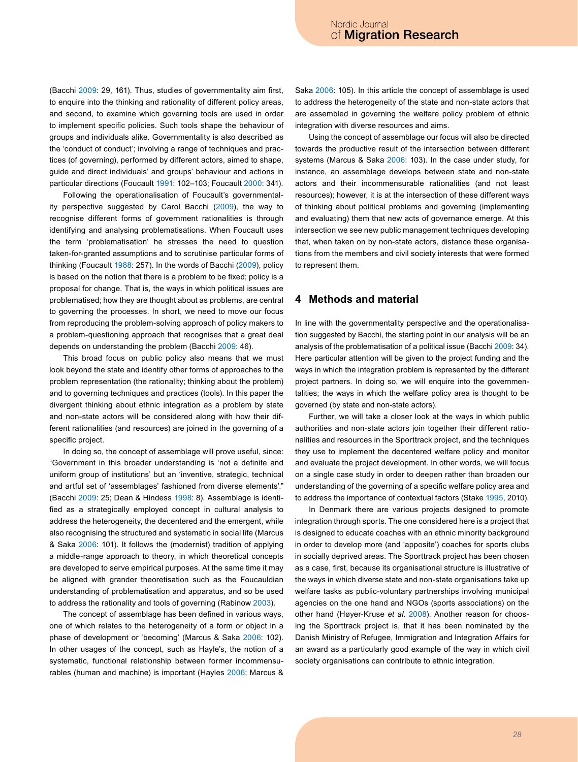(Bacchi 2009: 29, 161). Thus, studies of governmentality aim first, to enquire into the thinking and rationality of different policy areas, and second, to examine which governing tools are used in order to implement specific policies. Such tools shape the behaviour of groups and individuals alike. Governmentality is also described as the 'conduct of conduct'; involving a range of techniques and practices (of governing), performed by different actors, aimed to shape, guide and direct individuals' and groups' behaviour and actions in particular directions (Foucault 1991: 102–103; Foucault 2000: 341).

Following the operationalisation of Foucault's governmentality perspective suggested by Carol Bacchi (2009), the way to recognise different forms of government rationalities is through identifying and analysing problematisations. When Foucault uses the term 'problematisation' he stresses the need to question taken-for-granted assumptions and to scrutinise particular forms of thinking (Foucault 1988: 257). In the words of Bacchi (2009), policy is based on the notion that there is a problem to be fixed; policy is a proposal for change. That is, the ways in which political issues are problematised; how they are thought about as problems, are central to governing the processes. In short, we need to move our focus from reproducing the problem-solving approach of policy makers to a problem-questioning approach that recognises that a great deal depends on understanding the problem (Bacchi 2009: 46).

This broad focus on public policy also means that we must look beyond the state and identify other forms of approaches to the problem representation (the rationality; thinking about the problem) and to governing techniques and practices (tools). In this paper the divergent thinking about ethnic integration as a problem by state and non-state actors will be considered along with how their different rationalities (and resources) are joined in the governing of a specific project.

In doing so, the concept of assemblage will prove useful, since: "Government in this broader understanding is 'not a definite and uniform group of institutions' but an 'inventive, strategic, technical and artful set of 'assemblages' fashioned from diverse elements'." (Bacchi 2009: 25; Dean & Hindess 1998: 8). Assemblage is identified as a strategically employed concept in cultural analysis to address the heterogeneity, the decentered and the emergent, while also recognising the structured and systematic in social life (Marcus & Saka 2006: 101). It follows the (modernist) tradition of applying a middle-range approach to theory, in which theoretical concepts are developed to serve empirical purposes. At the same time it may be aligned with grander theoretisation such as the Foucauldian understanding of problematisation and apparatus, and so be used to address the rationality and tools of governing (Rabinow 2003).

The concept of assemblage has been defined in various ways, one of which relates to the heterogeneity of a form or object in a phase of development or 'becoming' (Marcus & Saka 2006: 102). In other usages of the concept, such as Hayle's, the notion of a systematic, functional relationship between former incommensurables (human and machine) is important (Hayles 2006; Marcus & Saka 2006: 105). In this article the concept of assemblage is used to address the heterogeneity of the state and non-state actors that are assembled in governing the welfare policy problem of ethnic integration with diverse resources and aims.

Using the concept of assemblage our focus will also be directed towards the productive result of the intersection between different systems (Marcus & Saka 2006: 103). In the case under study, for instance, an assemblage develops between state and non-state actors and their incommensurable rationalities (and not least resources); however, it is at the intersection of these different ways of thinking about political problems and governing (implementing and evaluating) them that new acts of governance emerge. At this intersection we see new public management techniques developing that, when taken on by non-state actors, distance these organisations from the members and civil society interests that were formed to represent them.

## 4 Methods and material

In line with the governmentality perspective and the operationalisation suggested by Bacchi, the starting point in our analysis will be an analysis of the problematisation of a political issue (Bacchi 2009: 34). Here particular attention will be given to the project funding and the ways in which the integration problem is represented by the different project partners. In doing so, we will enquire into the governmentalities; the ways in which the welfare policy area is thought to be governed (by state and non-state actors).

Further, we will take a closer look at the ways in which public authorities and non-state actors join together their different rationalities and resources in the Sporttrack project, and the techniques they use to implement the decentered welfare policy and monitor and evaluate the project development. In other words, we will focus on a single case study in order to deepen rather than broaden our understanding of the governing of a specific welfare policy area and to address the importance of contextual factors (Stake 1995, 2010).

In Denmark there are various projects designed to promote integration through sports. The one considered here is a project that is designed to educate coaches with an ethnic minority background in order to develop more (and 'apposite') coaches for sports clubs in socially deprived areas. The Sporttrack project has been chosen as a case, first, because its organisational structure is illustrative of the ways in which diverse state and non-state organisations take up welfare tasks as public-voluntary partnerships involving municipal agencies on the one hand and NGOs (sports associations) on the other hand (Høyer-Kruse *et al.* 2008). Another reason for choosing the Sporttrack project is, that it has been nominated by the Danish Ministry of Refugee, Immigration and Integration Affairs for an award as a particularly good example of the way in which civil society organisations can contribute to ethnic integration.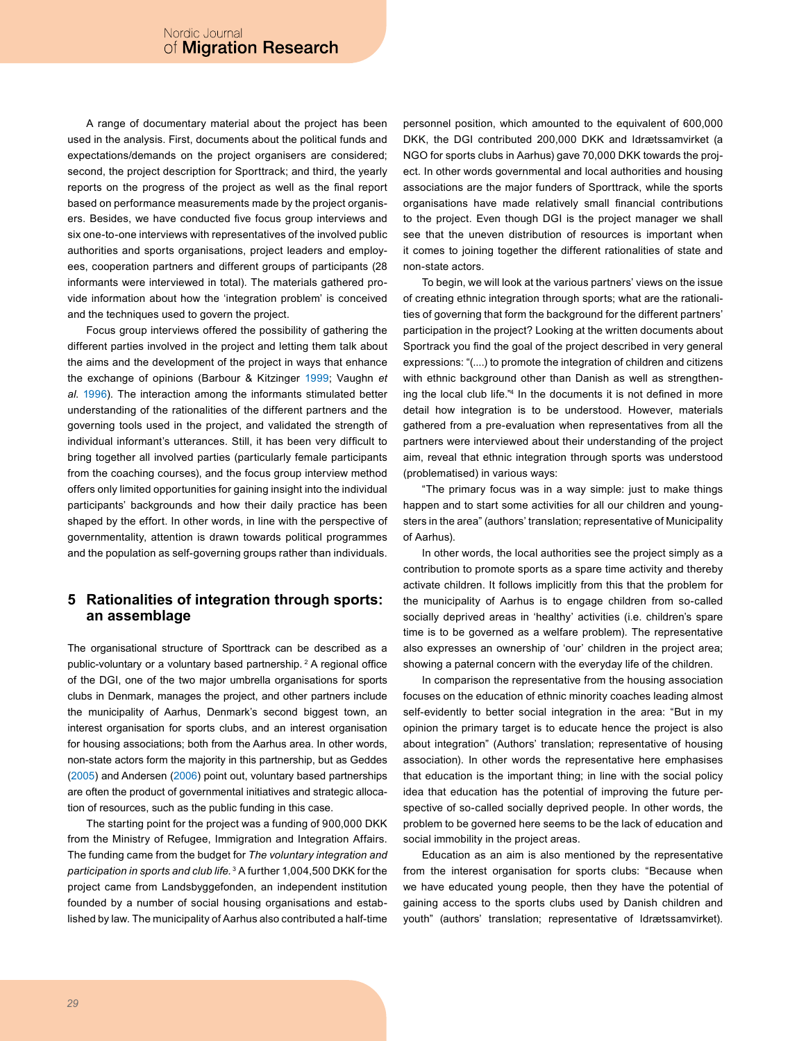A range of documentary material about the project has been used in the analysis. First, documents about the political funds and expectations/demands on the project organisers are considered; second, the project description for Sporttrack; and third, the yearly reports on the progress of the project as well as the final report based on performance measurements made by the project organisers. Besides, we have conducted five focus group interviews and six one-to-one interviews with representatives of the involved public authorities and sports organisations, project leaders and employees, cooperation partners and different groups of participants (28 informants were interviewed in total). The materials gathered provide information about how the 'integration problem' is conceived and the techniques used to govern the project.

Focus group interviews offered the possibility of gathering the different parties involved in the project and letting them talk about the aims and the development of the project in ways that enhance the exchange of opinions (Barbour & Kitzinger 1999; Vaughn *et al.* 1996). The interaction among the informants stimulated better understanding of the rationalities of the different partners and the governing tools used in the project, and validated the strength of individual informant's utterances. Still, it has been very difficult to bring together all involved parties (particularly female participants from the coaching courses), and the focus group interview method offers only limited opportunities for gaining insight into the individual participants' backgrounds and how their daily practice has been shaped by the effort. In other words, in line with the perspective of governmentality, attention is drawn towards political programmes and the population as self-governing groups rather than individuals.

## 5 Rationalities of integration through sports: an assemblage

The organisational structure of Sporttrack can be described as a public-voluntary or a voluntary based partnership. [2] A regional office of the DGI, one of the two major umbrella organisations for sports clubs in Denmark, manages the project, and other partners include the municipality of Aarhus, Denmark's second biggest town, an interest organisation for sports clubs, and an interest organisation for housing associations; both from the Aarhus area. In other words, non-state actors form the majority in this partnership, but as Geddes (2005) and Andersen (2006) point out, voluntary based partnerships are often the product of governmental initiatives and strategic allocation of resources, such as the public funding in this case.

The starting point for the project was a funding of 900,000 DKK from the Ministry of Refugee, Immigration and Integration Affairs. The funding came from the budget for *The voluntary integration and participation in sports and club life.* [3] A further 1,004,500 DKK for the project came from Landsbyggefonden, an independent institution founded by a number of social housing organisations and established by law. The municipality of Aarhus also contributed a half-time personnel position, which amounted to the equivalent of 600,000 DKK, the DGI contributed 200,000 DKK and Idrætssamvirket (a NGO for sports clubs in Aarhus) gave 70,000 DKK towards the project. In other words governmental and local authorities and housing associations are the major funders of Sporttrack, while the sports organisations have made relatively small financial contributions to the project. Even though DGI is the project manager we shall see that the uneven distribution of resources is important when it comes to joining together the different rationalities of state and non-state actors.

To begin, we will look at the various partners' views on the issue of creating ethnic integration through sports; what are the rationalities of governing that form the background for the different partners' participation in the project? Looking at the written documents about Sportrack you find the goal of the project described in very general expressions: "(....) to promote the integration of children and citizens with ethnic background other than Danish as well as strengthening the local club life."[4] In the documents it is not defined in more detail how integration is to be understood. However, materials gathered from a pre-evaluation when representatives from all the partners were interviewed about their understanding of the project aim, reveal that ethnic integration through sports was understood (problematised) in various ways:

"The primary focus was in a way simple: just to make things happen and to start some activities for all our children and youngsters in the area" (authors' translation; representative of Municipality of Aarhus).

In other words, the local authorities see the project simply as a contribution to promote sports as a spare time activity and thereby activate children. It follows implicitly from this that the problem for the municipality of Aarhus is to engage children from so-called socially deprived areas in 'healthy' activities (i.e. children's spare time is to be governed as a welfare problem). The representative also expresses an ownership of 'our' children in the project area; showing a paternal concern with the everyday life of the children.

In comparison the representative from the housing association focuses on the education of ethnic minority coaches leading almost self-evidently to better social integration in the area: "But in my opinion the primary target is to educate hence the project is also about integration" (Authors' translation; representative of housing association). In other words the representative here emphasises that education is the important thing; in line with the social policy idea that education has the potential of improving the future perspective of so-called socially deprived people. In other words, the problem to be governed here seems to be the lack of education and social immobility in the project areas.

Education as an aim is also mentioned by the representative from the interest organisation for sports clubs: "Because when we have educated young people, then they have the potential of gaining access to the sports clubs used by Danish children and youth" (authors' translation; representative of Idrætssamvirket).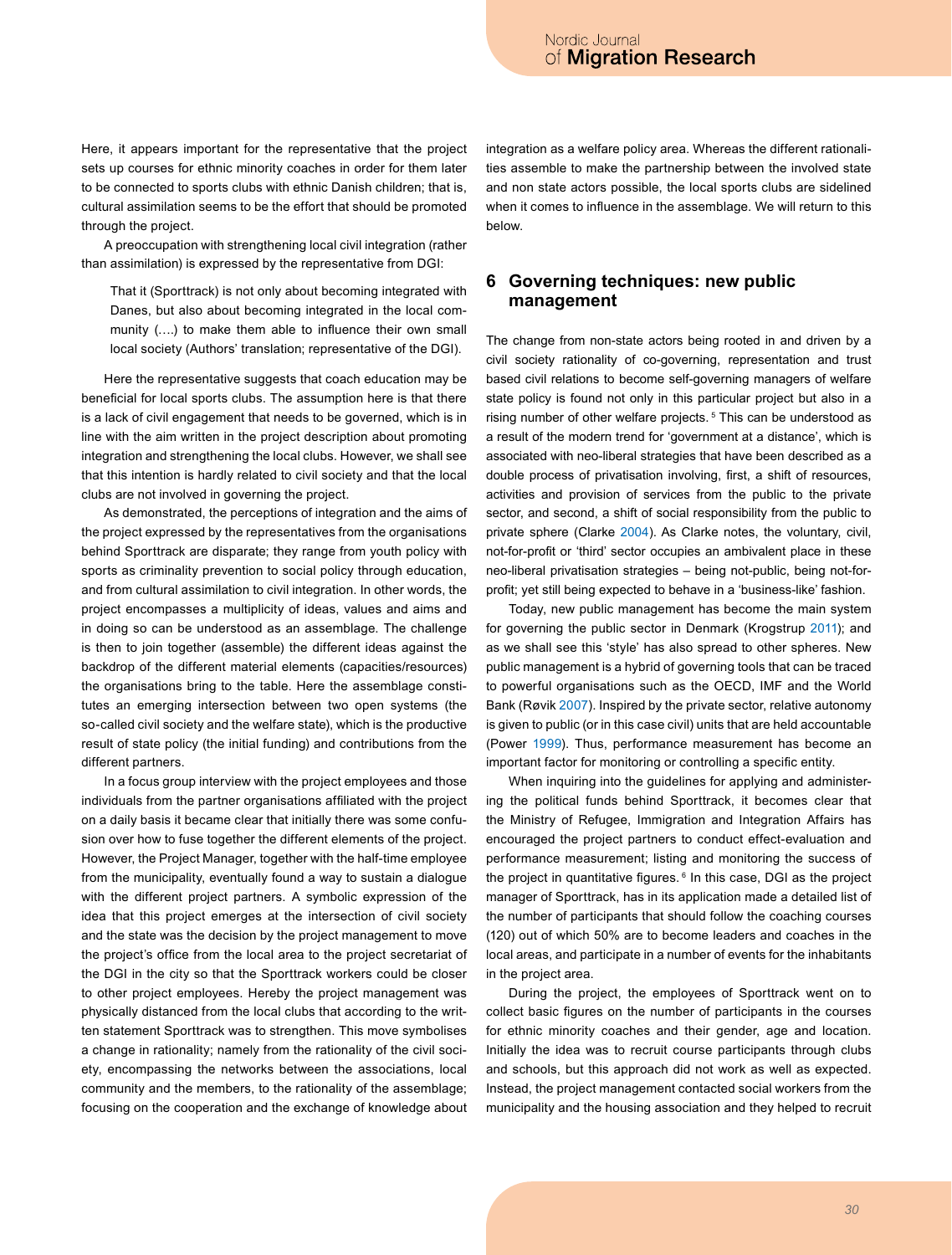Here, it appears important for the representative that the project sets up courses for ethnic minority coaches in order for them later to be connected to sports clubs with ethnic Danish children; that is, cultural assimilation seems to be the effort that should be promoted through the project.

A preoccupation with strengthening local civil integration (rather than assimilation) is expressed by the representative from DGI:

> That it (Sporttrack) is not only about becoming integrated with Danes, but also about becoming integrated in the local community (….) to make them able to influence their own small local society (Authors' translation; representative of the DGI).

Here the representative suggests that coach education may be beneficial for local sports clubs. The assumption here is that there is a lack of civil engagement that needs to be governed, which is in line with the aim written in the project description about promoting integration and strengthening the local clubs. However, we shall see that this intention is hardly related to civil society and that the local clubs are not involved in governing the project.

As demonstrated, the perceptions of integration and the aims of the project expressed by the representatives from the organisations behind Sporttrack are disparate; they range from youth policy with sports as criminality prevention to social policy through education, and from cultural assimilation to civil integration. In other words, the project encompasses a multiplicity of ideas, values and aims and in doing so can be understood as an assemblage. The challenge is then to join together (assemble) the different ideas against the backdrop of the different material elements (capacities/resources) the organisations bring to the table. Here the assemblage constitutes an emerging intersection between two open systems (the so-called civil society and the welfare state), which is the productive result of state policy (the initial funding) and contributions from the different partners.

In a focus group interview with the project employees and those individuals from the partner organisations affiliated with the project on a daily basis it became clear that initially there was some confusion over how to fuse together the different elements of the project. However, the Project Manager, together with the half-time employee from the municipality, eventually found a way to sustain a dialogue with the different project partners. A symbolic expression of the idea that this project emerges at the intersection of civil society and the state was the decision by the project management to move the project's office from the local area to the project secretariat of the DGI in the city so that the Sporttrack workers could be closer to other project employees. Hereby the project management was physically distanced from the local clubs that according to the written statement Sporttrack was to strengthen. This move symbolises a change in rationality; namely from the rationality of the civil society, encompassing the networks between the associations, local community and the members, to the rationality of the assemblage; focusing on the cooperation and the exchange of knowledge about integration as a welfare policy area. Whereas the different rationalities assemble to make the partnership between the involved state and non state actors possible, the local sports clubs are sidelined when it comes to influence in the assemblage. We will return to this below.

## 6 Governing techniques: new public management

The change from non-state actors being rooted in and driven by a civil society rationality of co-governing, representation and trust based civil relations to become self-governing managers of welfare state policy is found not only in this particular project but also in a rising number of other welfare projects. [5] This can be understood as a result of the modern trend for 'government at a distance', which is associated with neo-liberal strategies that have been described as a double process of privatisation involving, first, a shift of resources, activities and provision of services from the public to the private sector, and second, a shift of social responsibility from the public to private sphere (Clarke 2004). As Clarke notes, the voluntary, civil, not-for-profit or 'third' sector occupies an ambivalent place in these neo-liberal privatisation strategies – being not-public, being not-for-profit; yet still being expected to behave in a 'business-like' fashion.

Today, new public management has become the main system for governing the public sector in Denmark (Krogstrup 2011); and as we shall see this 'style' has also spread to other spheres. New public management is a hybrid of governing tools that can be traced to powerful organisations such as the OECD, IMF and the World Bank (Røvik 2007). Inspired by the private sector, relative autonomy is given to public (or in this case civil) units that are held accountable (Power 1999). Thus, performance measurement has become an important factor for monitoring or controlling a specific entity.

When inquiring into the guidelines for applying and administering the political funds behind Sporttrack, it becomes clear that the Ministry of Refugee, Immigration and Integration Affairs has encouraged the project partners to conduct effect-evaluation and performance measurement; listing and monitoring the success of the project in quantitative figures. [6] In this case, DGI as the project manager of Sporttrack, has in its application made a detailed list of the number of participants that should follow the coaching courses (120) out of which 50% are to become leaders and coaches in the local areas, and participate in a number of events for the inhabitants in the project area.

During the project, the employees of Sporttrack went on to collect basic figures on the number of participants in the courses for ethnic minority coaches and their gender, age and location. Initially the idea was to recruit course participants through clubs and schools, but this approach did not work as well as expected. Instead, the project management contacted social workers from the municipality and the housing association and they helped to recruit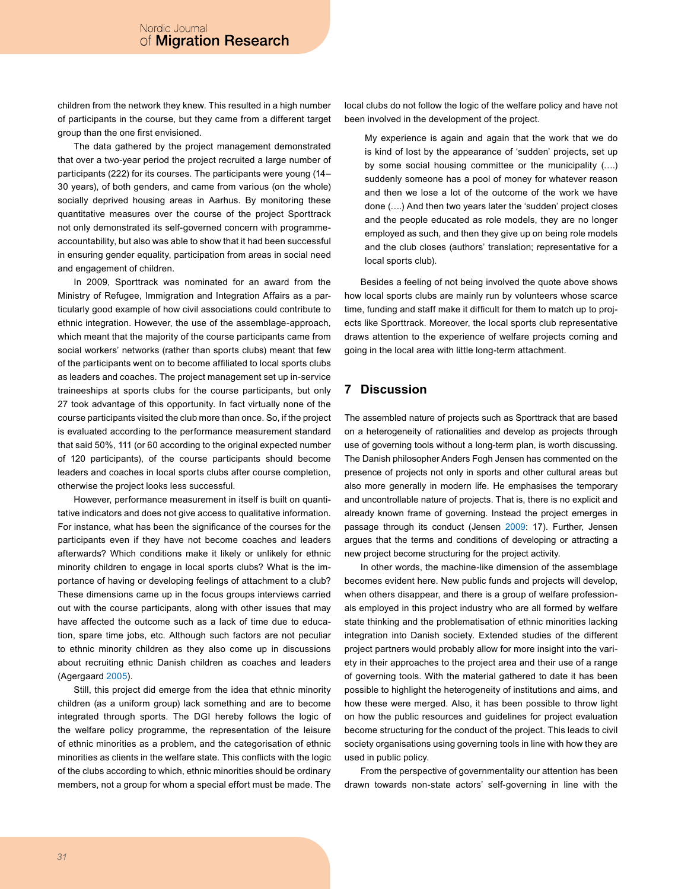children from the network they knew. This resulted in a high number of participants in the course, but they came from a different target group than the one first envisioned.

The data gathered by the project management demonstrated that over a two-year period the project recruited a large number of participants (222) for its courses. The participants were young (14–30 years), of both genders, and came from various (on the whole) socially deprived housing areas in Aarhus. By monitoring these quantitative measures over the course of the project Sporttrack not only demonstrated its self-governed concern with programme-accountability, but also was able to show that it had been successful in ensuring gender equality, participation from areas in social need and engagement of children.

In 2009, Sporttrack was nominated for an award from the Ministry of Refugee, Immigration and Integration Affairs as a particularly good example of how civil associations could contribute to ethnic integration. However, the use of the assemblage-approach, which meant that the majority of the course participants came from social workers' networks (rather than sports clubs) meant that few of the participants went on to become affiliated to local sports clubs as leaders and coaches. The project management set up in-service traineeships at sports clubs for the course participants, but only 27 took advantage of this opportunity. In fact virtually none of the course participants visited the club more than once. So, if the project is evaluated according to the performance measurement standard that said 50%, 111 (or 60 according to the original expected number of 120 participants), of the course participants should become leaders and coaches in local sports clubs after course completion, otherwise the project looks less successful.

However, performance measurement in itself is built on quantitative indicators and does not give access to qualitative information. For instance, what has been the significance of the courses for the participants even if they have not become coaches and leaders afterwards? Which conditions make it likely or unlikely for ethnic minority children to engage in local sports clubs? What is the importance of having or developing feelings of attachment to a club? These dimensions came up in the focus groups interviews carried out with the course participants, along with other issues that may have affected the outcome such as a lack of time due to education, spare time jobs, etc. Although such factors are not peculiar to ethnic minority children as they also come up in discussions about recruiting ethnic Danish children as coaches and leaders (Agergaard 2005).

Still, this project did emerge from the idea that ethnic minority children (as a uniform group) lack something and are to become integrated through sports. The DGI hereby follows the logic of the welfare policy programme, the representation of the leisure of ethnic minorities as a problem, and the categorisation of ethnic minorities as clients in the welfare state. This conflicts with the logic of the clubs according to which, ethnic minorities should be ordinary members, not a group for whom a special effort must be made. The local clubs do not follow the logic of the welfare policy and have not been involved in the development of the project.

> My experience is again and again that the work that we do is kind of lost by the appearance of 'sudden' projects, set up by some social housing committee or the municipality (….) suddenly someone has a pool of money for whatever reason and then we lose a lot of the outcome of the work we have done (….) And then two years later the 'sudden' project closes and the people educated as role models, they are no longer employed as such, and then they give up on being role models and the club closes (authors' translation; representative for a local sports club).

Besides a feeling of not being involved the quote above shows how local sports clubs are mainly run by volunteers whose scarce time, funding and staff make it difficult for them to match up to projects like Sporttrack. Moreover, the local sports club representative draws attention to the experience of welfare projects coming and going in the local area with little long-term attachment.

## 7 Discussion

The assembled nature of projects such as Sporttrack that are based on a heterogeneity of rationalities and develop as projects through use of governing tools without a long-term plan, is worth discussing. The Danish philosopher Anders Fogh Jensen has commented on the presence of projects not only in sports and other cultural areas but also more generally in modern life. He emphasises the temporary and uncontrollable nature of projects. That is, there is no explicit and already known frame of governing. Instead the project emerges in passage through its conduct (Jensen 2009: 17). Further, Jensen argues that the terms and conditions of developing or attracting a new project become structuring for the project activity.

In other words, the machine-like dimension of the assemblage becomes evident here. New public funds and projects will develop, when others disappear, and there is a group of welfare professionals employed in this project industry who are all formed by welfare state thinking and the problematisation of ethnic minorities lacking integration into Danish society. Extended studies of the different project partners would probably allow for more insight into the variety in their approaches to the project area and their use of a range of governing tools. With the material gathered to date it has been possible to highlight the heterogeneity of institutions and aims, and how these were merged. Also, it has been possible to throw light on how the public resources and guidelines for project evaluation become structuring for the conduct of the project. This leads to civil society organisations using governing tools in line with how they are used in public policy.

From the perspective of governmentality our attention has been drawn towards non-state actors' self-governing in line with the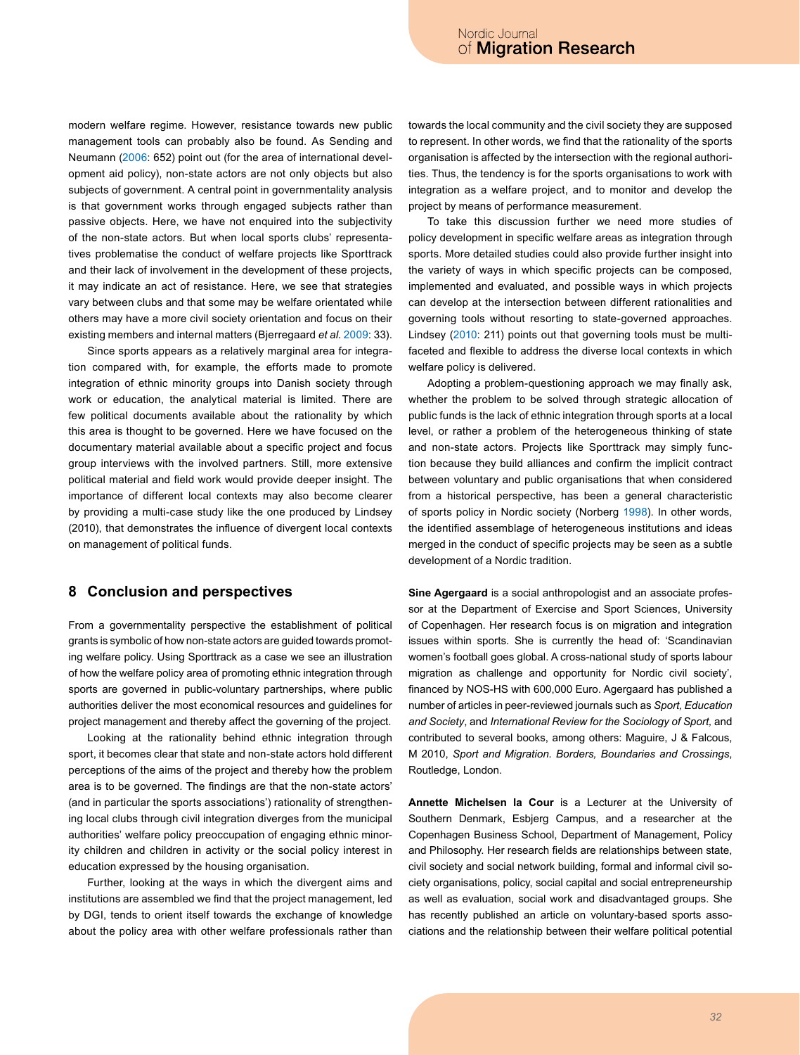modern welfare regime. However, resistance towards new public management tools can probably also be found. As Sending and Neumann (2006: 652) point out (for the area of international development aid policy), non-state actors are not only objects but also subjects of government. A central point in governmentality analysis is that government works through engaged subjects rather than passive objects. Here, we have not enquired into the subjectivity of the non-state actors. But when local sports clubs' representatives problematise the conduct of welfare projects like Sporttrack and their lack of involvement in the development of these projects, it may indicate an act of resistance. Here, we see that strategies vary between clubs and that some may be welfare orientated while others may have a more civil society orientation and focus on their existing members and internal matters (Bjerregaard *et al*. 2009: 33).

Since sports appears as a relatively marginal area for integration compared with, for example, the efforts made to promote integration of ethnic minority groups into Danish society through work or education, the analytical material is limited. There are few political documents available about the rationality by which this area is thought to be governed. Here we have focused on the documentary material available about a specific project and focus group interviews with the involved partners. Still, more extensive political material and field work would provide deeper insight. The importance of different local contexts may also become clearer by providing a multi-case study like the one produced by Lindsey (2010), that demonstrates the influence of divergent local contexts on management of political funds.

## 8 Conclusion and perspectives

From a governmentality perspective the establishment of political grants is symbolic of how non-state actors are guided towards promoting welfare policy. Using Sporttrack as a case we see an illustration of how the welfare policy area of promoting ethnic integration through sports are governed in public-voluntary partnerships, where public authorities deliver the most economical resources and guidelines for project management and thereby affect the governing of the project.

Looking at the rationality behind ethnic integration through sport, it becomes clear that state and non-state actors hold different perceptions of the aims of the project and thereby how the problem area is to be governed. The findings are that the non-state actors' (and in particular the sports associations') rationality of strengthening local clubs through civil integration diverges from the municipal authorities' welfare policy preoccupation of engaging ethnic minority children and children in activity or the social policy interest in education expressed by the housing organisation.

Further, looking at the ways in which the divergent aims and institutions are assembled we find that the project management, led by DGI, tends to orient itself towards the exchange of knowledge about the policy area with other welfare professionals rather than towards the local community and the civil society they are supposed to represent. In other words, we find that the rationality of the sports organisation is affected by the intersection with the regional authorities. Thus, the tendency is for the sports organisations to work with integration as a welfare project, and to monitor and develop the project by means of performance measurement.

To take this discussion further we need more studies of policy development in specific welfare areas as integration through sports. More detailed studies could also provide further insight into the variety of ways in which specific projects can be composed, implemented and evaluated, and possible ways in which projects can develop at the intersection between different rationalities and governing tools without resorting to state-governed approaches. Lindsey (2010: 211) points out that governing tools must be multifaceted and flexible to address the diverse local contexts in which welfare policy is delivered.

Adopting a problem-questioning approach we may finally ask, whether the problem to be solved through strategic allocation of public funds is the lack of ethnic integration through sports at a local level, or rather a problem of the heterogeneous thinking of state and non-state actors. Projects like Sporttrack may simply function because they build alliances and confirm the implicit contract between voluntary and public organisations that when considered from a historical perspective, has been a general characteristic of sports policy in Nordic society (Norberg 1998). In other words, the identified assemblage of heterogeneous institutions and ideas merged in the conduct of specific projects may be seen as a subtle development of a Nordic tradition.

**Sine Agergaard** is a social anthropologist and an associate professor at the Department of Exercise and Sport Sciences, University of Copenhagen. Her research focus is on migration and integration issues within sports. She is currently the head of: 'Scandinavian women's football goes global. A cross-national study of sports labour migration as challenge and opportunity for Nordic civil society', financed by NOS-HS with 600,000 Euro. Agergaard has published a number of articles in peer-reviewed journals such as *Sport, Education and Society*, and *International Review for the Sociology of Sport,* and contributed to several books, among others: Maguire, J & Falcous, M 2010, *Sport and Migration. Borders, Boundaries and Crossings*, Routledge, London.

**Annette Michelsen la Cour** is a Lecturer at the University of Southern Denmark, Esbjerg Campus, and a researcher at the Copenhagen Business School, Department of Management, Policy and Philosophy. Her research fields are relationships between state, civil society and social network building, formal and informal civil society organisations, policy, social capital and social entrepreneurship as well as evaluation, social work and disadvantaged groups. She has recently published an article on voluntary-based sports associations and the relationship between their welfare political potential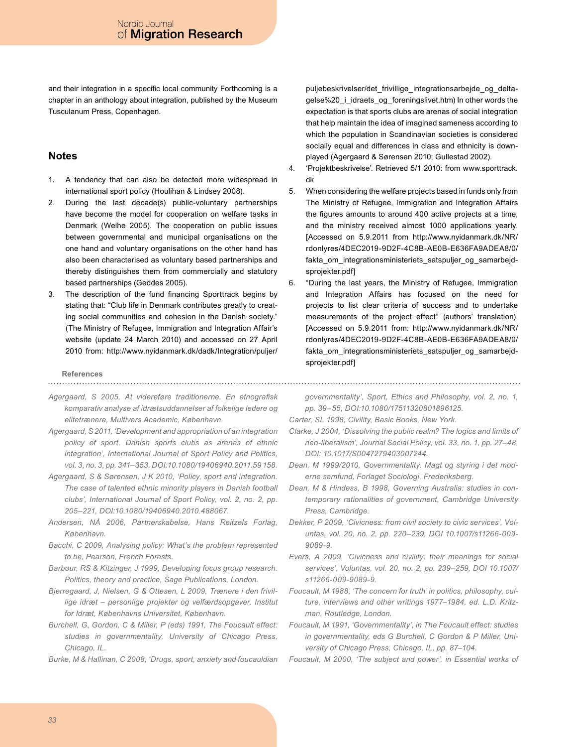and their integration in a specific local community Forthcoming is a chapter in an anthology about integration, published by the Museum Tusculanum Press, Copenhagen.

## Notes

1. A tendency that can also be detected more widespread in international sport policy (Houlihan & Lindsey 2008).
2. During the last decade(s) public-voluntary partnerships have become the model for cooperation on welfare tasks in Denmark (Weihe 2005). The cooperation on public issues between governmental and municipal organisations on the one hand and voluntary organisations on the other hand has also been characterised as voluntary based partnerships and thereby distinguishes them from commercially and statutory based partnerships (Geddes 2005).
3. The description of the fund financing Sporttrack begins by stating that: "Club life in Denmark contributes greatly to creating social communities and cohesion in the Danish society." (The Ministry of Refugee, Immigration and Integration Affair's website (update 24 March 2010) and accessed on 27 April 2010 from: http://www.nyidanmark.dk/dadk/Integration/puljer/puljebeskrivelser/det_frivillige_integrationsarbejde_og_deltagelse%20_i_idraets_og_foreningslivet.htm) In other words the expectation is that sports clubs are arenas of social integration that help maintain the idea of imagined sameness according to which the population in Scandinavian societies is considered socially equal and differences in class and ethnicity is downplayed (Agergaard & Sørensen 2010; Gullestad 2002).
4. 'Projektbeskrivelse'. Retrieved 5/1 2010: from www.sporttrack.dk
5. When considering the welfare projects based in funds only from The Ministry of Refugee, Immigration and Integration Affairs the figures amounts to around 400 active projects at a time, and the ministry received almost 1000 applications yearly. [Accessed on 5.9.2011 from http://www.nyidanmark.dk/NR/rdonlyres/4DEC2019-9D2F-4C8B-AE0B-E636FA9ADEA8/0/fakta_om_integrationsministeriets_satspuljer_og_samarbejdsprojekter.pdf]
6. "During the last years, the Ministry of Refugee, Immigration and Integration Affairs has focused on the need for projects to list clear criteria of success and to undertake measurements of the project effect" (authors' translation). [Accessed on 5.9.2011 from: http://www.nyidanmark.dk/NR/rdonlyres/4DEC2019-9D2F-4C8B-AE0B-E636FA9ADEA8/0/fakta_om_integrationsministeriets_satspuljer_og_samarbejdsprojekter.pdf]

## References

*Agergaard, S 2005, At videreføre traditionerne. En etnografisk komparativ analyse af idrætsuddannelser af folkelige ledere og elitetrænere, Multivers Academic, København.*

*Agergaard, S 2011, 'Development and appropriation of an integration policy of sport. Danish sports clubs as arenas of ethnic integration', International Journal of Sport Policy and Politics, vol. 3, no. 3, pp. 341–353, DOI:10.1080/19406940.2011.59 158.*

*Agergaard, S & Sørensen, J K 2010, 'Policy, sport and integration. The case of talented ethnic minority players in Danish football clubs', International Journal of Sport Policy, vol. 2, no. 2, pp. 205–221, DOI:10.1080/19406940.2010.488067.*

*Andersen, NÅ 2006, Partnerskabelse, Hans Reitzels Forlag, København.*

*Bacchi, C 2009, Analysing policy: What's the problem represented to be, Pearson, French Forests.*

*Barbour, RS & Kitzinger, J 1999, Developing focus group research. Politics, theory and practice, Sage Publications, London.*

*Bjerregaard, J, Nielsen, G & Ottesen, L 2009, Trænere i den frivillige idræt – personlige projekter og velfærdsopgaver, Institut for Idræt, Københavns Universitet, København.*

*Burchell, G, Gordon, C & Miller, P (eds) 1991, The Foucault effect: studies in governmentality, University of Chicago Press, Chicago, IL.*

*Burke, M & Hallinan, C 2008, 'Drugs, sport, anxiety and foucauldian governmentality', Sport, Ethics and Philosophy, vol. 2, no. 1, pp. 39–55, DOI:10.1080/17511320801896125.*

*Carter, SL 1998, Civility, Basic Books, New York.*

*Clarke, J 2004, 'Dissolving the public realm? The logics and limits of neo-liberalism', Journal Social Policy, vol. 33, no. 1, pp. 27–48, DOI: 10.1017/S0047279403007244.*

*Dean, M 1999/2010, Governmentality. Magt og styring i det moderne samfund, Forlaget Sociologi, Frederiksberg.*

*Dean, M & Hindess, B 1998, Governing Australia: studies in contemporary rationalities of government, Cambridge University Press, Cambridge.*

*Dekker, P 2009, 'Civicness: from civil society to civic services', Voluntas, vol. 20, no. 2, pp. 220–239, DOI 10.1007/s11266-009-9089-9.*

*Evers, A 2009, 'Civicness and civility: their meanings for social services', Voluntas, vol. 20, no. 2, pp. 239–259, DOI 10.1007/s11266-009-9089-9.*

*Foucault, M 1988, 'The concern for truth' in politics, philosophy, culture, interviews and other writings 1977–1984, ed. L.D. Kritzman, Routledge, London.*

*Foucault, M 1991, 'Governmentality', in The Foucault effect: studies in governmentality, eds G Burchell, C Gordon & P Miller, University of Chicago Press, Chicago, IL, pp. 87–104.*

*Foucault, M 2000, 'The subject and power', in Essential works of*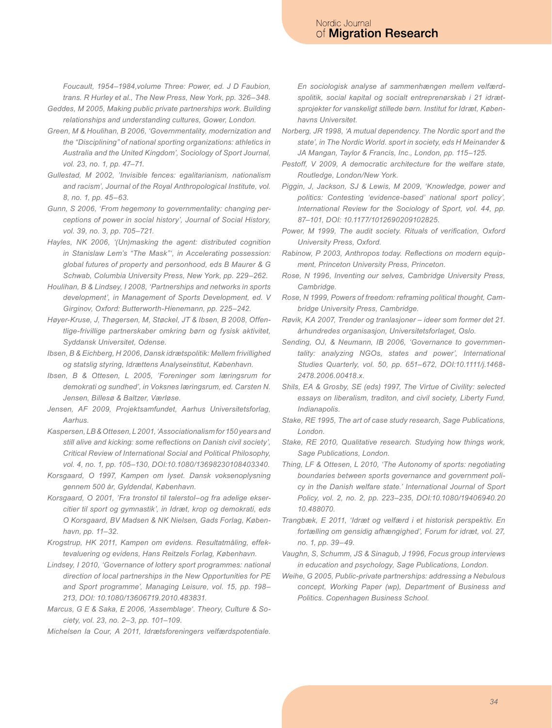Foucault, 1954–1984,volume Three: Power, ed. J D Faubion, trans. R Hurley et al., The New Press, New York, pp. 326–348.

Geddes, M 2005, Making public private partnerships work. Building relationships and understanding cultures, Gower, London.

Green, M & Houlihan, B 2006, 'Governmentality, modernization and the "Disciplining" of national sporting organizations: athletics in Australia and the United Kingdom', Sociology of Sport Journal, vol. 23, no. 1, pp. 47–71.

Gullestad, M 2002, 'Invisible fences: egalitarianism, nationalism and racism', Journal of the Royal Anthropological Institute, vol. 8, no. 1, pp. 45–63.

Gunn, S 2006, 'From hegemony to governmentality: changing perceptions of power in social history', Journal of Social History, vol. 39, no. 3, pp. 705–721.

Hayles, NK 2006, '(Un)masking the agent: distributed cognition in Stanislaw Lem's "The Mask"', in Accelerating possession: global futures of property and personhood, eds B Maurer & G Schwab, Columbia University Press, New York, pp. 229–262.

Houlihan, B & Lindsey, I 2008, 'Partnerships and networks in sports development', in Management of Sports Development, ed. V Girginov, Oxford: Butterworth-Hienemann, pp. 225–242.

Høyer-Kruse, J, Thøgersen, M, Støckel, JT & Ibsen, B 2008, Offentlige-frivillige partnerskaber omkring børn og fysisk aktivitet, Syddansk Universitet, Odense.

Ibsen, B & Eichberg, H 2006, Dansk idrætspolitik: Mellem frivillighed og statslig styring, Idrættens Analyseinstitut, København.

Ibsen, B & Ottesen, L 2005, 'Foreninger som læringsrum for demokrati og sundhed', in Voksnes læringsrum, ed. Carsten N. Jensen, Billesø & Baltzer, Værløse.

Jensen, AF 2009, Projektsamfundet, Aarhus Universitetsforlag, Aarhus.

Kaspersen, LB & Ottesen, L 2001, 'Associationalism for 150 years and still alive and kicking: some reflections on Danish civil society', Critical Review of International Social and Political Philosophy, vol. 4, no. 1, pp. 105–130, DOI:10.1080/13698230108403340.

Korsgaard, O 1997, Kampen om lyset. Dansk voksenoplysning gennem 500 år, Gyldendal, København.

Korsgaard, O 2001, 'Fra tronstol til talerstol–og fra adelige ekser-citier til sport og gymnastik', in Idræt, krop og demokrati, eds O Korsgaard, BV Madsen & NK Nielsen, Gads Forlag, København, pp. 11–32.

Krogstrup, HK 2011, Kampen om evidens. Resultatmåling, effektevaluering og evidens, Hans Reitzels Forlag, København.

Lindsey, I 2010, 'Governance of lottery sport programmes: national direction of local partnerships in the New Opportunities for PE and Sport programme', Managing Leisure, vol. 15, pp. 198–213, DOI: 10.1080/13606719.2010.483831.

Marcus, G E & Saka, E 2006, 'Assemblage'. Theory, Culture & Society, vol. 23, no. 2–3, pp. 101–109.

Michelsen la Cour, A 2011, Idrætsforeningers velfærdspotentiale. En sociologisk analyse af sammenhængen mellem velfærdspolitik, social kapital og socialt entreprenørskab i 21 idrætsprojekter for vanskeligt stillede børn. Institut for Idræt, Københavns Universitet.

Norberg, JR 1998, 'A mutual dependency. The Nordic sport and the state', in The Nordic World. sport in society, eds H Meinander & JA Mangan, Taylor & Francis, Inc., London, pp. 115–125.

Pestoff, V 2009, A democratic architecture for the welfare state, Routledge, London/New York.

Piggin, J, Jackson, SJ & Lewis, M 2009, 'Knowledge, power and politics: Contesting 'evidence-based' national sport policy', International Review for the Sociology of Sport, vol. 44, pp. 87–101, DOI: 10.1177/1012690209102825.

Power, M 1999, The audit society. Rituals of verification, Oxford University Press, Oxford.

Rabinow, P 2003, Anthropos today. Reflections on modern equipment, Princeton University Press, Princeton.

Rose, N 1996, Inventing our selves, Cambridge University Press, Cambridge.

Rose, N 1999, Powers of freedom: reframing political thought, Cambridge University Press, Cambridge.

Røvik, KA 2007, Trender og tranlasjoner – ideer som former det 21. århundredes organisasjon, Universitetsforlaget, Oslo.

Sending, OJ, & Neumann, IB 2006, 'Governance to governmentality: analyzing NGOs, states and power', International Studies Quarterly, vol. 50, pp. 651–672, DOI:10.1111/j.1468-2478.2006.00418.x.

Shils, EA & Grosby, SE (eds) 1997, The Virtue of Civility: selected essays on liberalism, traditon, and civil society, Liberty Fund, Indianapolis.

Stake, RE 1995, The art of case study research, Sage Publications, London.

Stake, RE 2010, Qualitative research. Studying how things work, Sage Publications, London.

Thing, LF & Ottesen, L 2010, 'The Autonomy of sports: negotiating boundaries between sports governance and government policy in the Danish welfare state.' International Journal of Sport Policy, vol. 2, no. 2, pp. 223–235, DOI:10.1080/19406940.2010.488070.

Trangbæk, E 2011, 'Idræt og velfærd i et historisk perspektiv. En fortælling om gensidig afhængighed', Forum for idræt, vol. 27, no. 1, pp. 39–49.

Vaughn, S, Schumm, JS & Sinagub, J 1996, Focus group interviews in education and psychology, Sage Publications, London.

Weihe, G 2005, Public-private partnerships: addressing a Nebulous concept, Working Paper (wp), Department of Business and Politics. Copenhagen Business School.